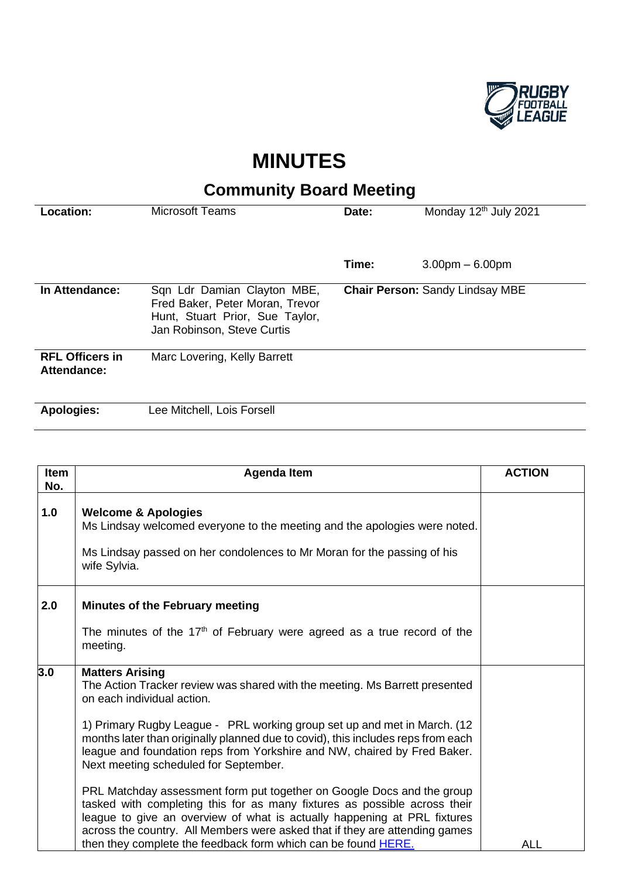# MINUTES

## Community Board Meeting

| | | | |
|---|---|---|---|
| **Location:** | Microsoft Teams | **Date:** | Monday 12th July 2021 |
| | | **Time:** | 3.00pm – 6.00pm |
| **In Attendance:** | Sqn Ldr Damian Clayton MBE, Fred Baker, Peter Moran, Trevor Hunt, Stuart Prior, Sue Taylor, Jan Robinson, Steve Curtis | **Chair Person:** Sandy Lindsay MBE | |
| **RFL Officers in Attendance:** | Marc Lovering, Kelly Barrett | | |
| **Apologies:** | Lee Mitchell, Lois Forsell | | |

| Item No. | Agenda Item | ACTION |
|---|---|---|
| **1.0** | **Welcome & Apologies**<br>Ms Lindsay welcomed everyone to the meeting and the apologies were noted.<br><br>Ms Lindsay passed on her condolences to Mr Moran for the passing of his wife Sylvia. | |
| **2.0** | **Minutes of the February meeting**<br><br>The minutes of the 17th of February were agreed as a true record of the meeting. | |
| **3.0** | **Matters Arising**<br>The Action Tracker review was shared with the meeting. Ms Barrett presented on each individual action.<br><br>1) Primary Rugby League - PRL working group set up and met in March. (12 months later than originally planned due to covid), this includes reps from each league and foundation reps from Yorkshire and NW, chaired by Fred Baker. Next meeting scheduled for September.<br><br>PRL Matchday assessment form put together on Google Docs and the group tasked with completing this for as many fixtures as possible across their league to give an overview of what is actually happening at PRL fixtures across the country. All Members were asked that if they are attending games then they complete the feedback form which can be found HERE. | ALL |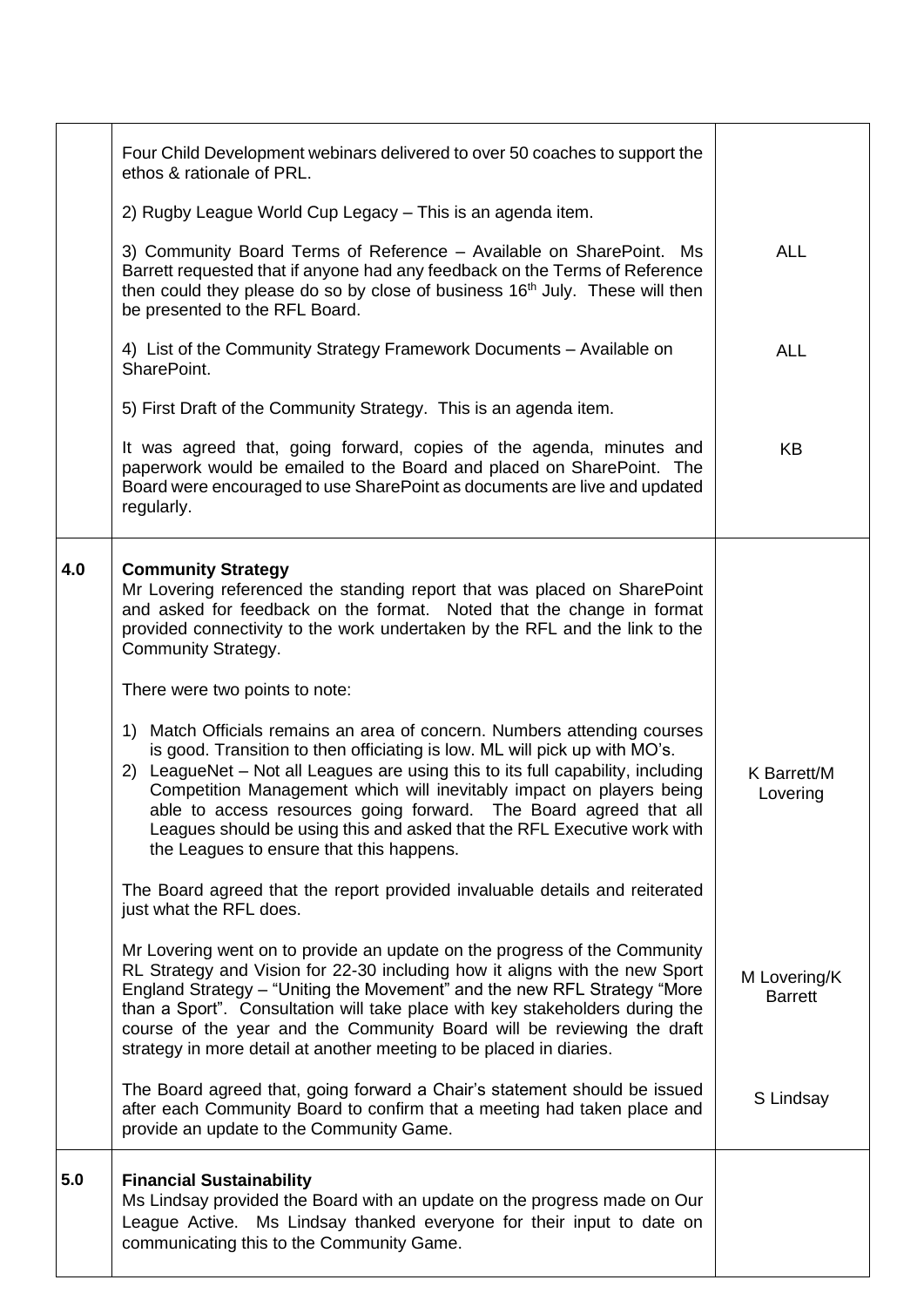| | | |
|---|---|---|
| | Four Child Development webinars delivered to over 50 coaches to support the ethos & rationale of PRL.<br><br>2) Rugby League World Cup Legacy – This is an agenda item.<br><br>3) Community Board Terms of Reference – Available on SharePoint. Ms Barrett requested that if anyone had any feedback on the Terms of Reference then could they please do so by close of business 16th July. These will then be presented to the RFL Board.<br><br>4) List of the Community Strategy Framework Documents – Available on SharePoint.<br><br>5) First Draft of the Community Strategy. This is an agenda item.<br><br>It was agreed that, going forward, copies of the agenda, minutes and paperwork would be emailed to the Board and placed on SharePoint. The Board were encouraged to use SharePoint as documents are live and updated regularly. | <br><br><br><br>ALL<br><br><br><br>ALL<br><br><br>KB |
| **4.0** | **Community Strategy**<br>Mr Lovering referenced the standing report that was placed on SharePoint and asked for feedback on the format. Noted that the change in format provided connectivity to the work undertaken by the RFL and the link to the Community Strategy.<br><br>There were two points to note:<br><br>1) Match Officials remains an area of concern. Numbers attending courses is good. Transition to then officiating is low. ML will pick up with MO's.<br>2) LeagueNet – Not all Leagues are using this to its full capability, including Competition Management which will inevitably impact on players being able to access resources going forward. The Board agreed that all Leagues should be using this and asked that the RFL Executive work with the Leagues to ensure that this happens.<br><br>The Board agreed that the report provided invaluable details and reiterated just what the RFL does.<br><br>Mr Lovering went on to provide an update on the progress of the Community RL Strategy and Vision for 22-30 including how it aligns with the new Sport England Strategy – "Uniting the Movement" and the new RFL Strategy "More than a Sport". Consultation will take place with key stakeholders during the course of the year and the Community Board will be reviewing the draft strategy in more detail at another meeting to be placed in diaries.<br><br>The Board agreed that, going forward a Chair's statement should be issued after each Community Board to confirm that a meeting had taken place and provide an update to the Community Game. | <br><br><br><br><br><br><br><br>K Barrett/M Lovering<br><br><br><br><br>M Lovering/K Barrett<br><br><br><br>S Lindsay |
| **5.0** | **Financial Sustainability**<br>Ms Lindsay provided the Board with an update on the progress made on Our League Active. Ms Lindsay thanked everyone for their input to date on communicating this to the Community Game. | |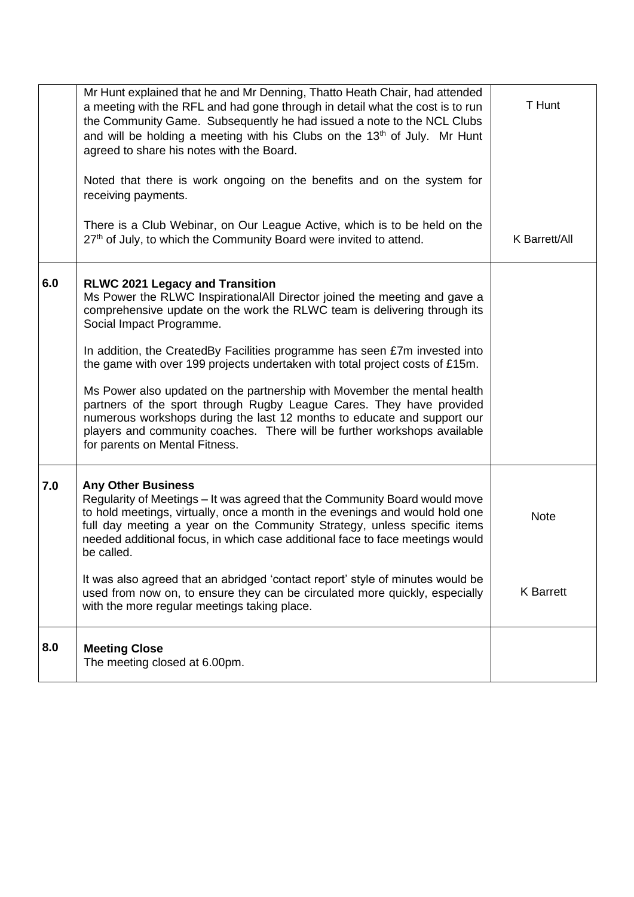| | | |
|---|---|---|
| | Mr Hunt explained that he and Mr Denning, Thatto Heath Chair, had attended a meeting with the RFL and had gone through in detail what the cost is to run the Community Game. Subsequently he had issued a note to the NCL Clubs and will be holding a meeting with his Clubs on the 13th of July. Mr Hunt agreed to share his notes with the Board.<br><br>Noted that there is work ongoing on the benefits and on the system for receiving payments.<br><br>There is a Club Webinar, on Our League Active, which is to be held on the 27th of July, to which the Community Board were invited to attend. | T Hunt<br><br><br><br><br><br>K Barrett/All |
| **6.0** | **RLWC 2021 Legacy and Transition**<br>Ms Power the RLWC InspirationalAll Director joined the meeting and gave a comprehensive update on the work the RLWC team is delivering through its Social Impact Programme.<br><br>In addition, the CreatedBy Facilities programme has seen £7m invested into the game with over 199 projects undertaken with total project costs of £15m.<br><br>Ms Power also updated on the partnership with Movember the mental health partners of the sport through Rugby League Cares. They have provided numerous workshops during the last 12 months to educate and support our players and community coaches. There will be further workshops available for parents on Mental Fitness. | |
| **7.0** | **Any Other Business**<br>Regularity of Meetings – It was agreed that the Community Board would move to hold meetings, virtually, once a month in the evenings and would hold one full day meeting a year on the Community Strategy, unless specific items needed additional focus, in which case additional face to face meetings would be called.<br><br>It was also agreed that an abridged 'contact report' style of minutes would be used from now on, to ensure they can be circulated more quickly, especially with the more regular meetings taking place. | Note<br><br><br><br>K Barrett |
| **8.0** | **Meeting Close**<br>The meeting closed at 6.00pm. | |